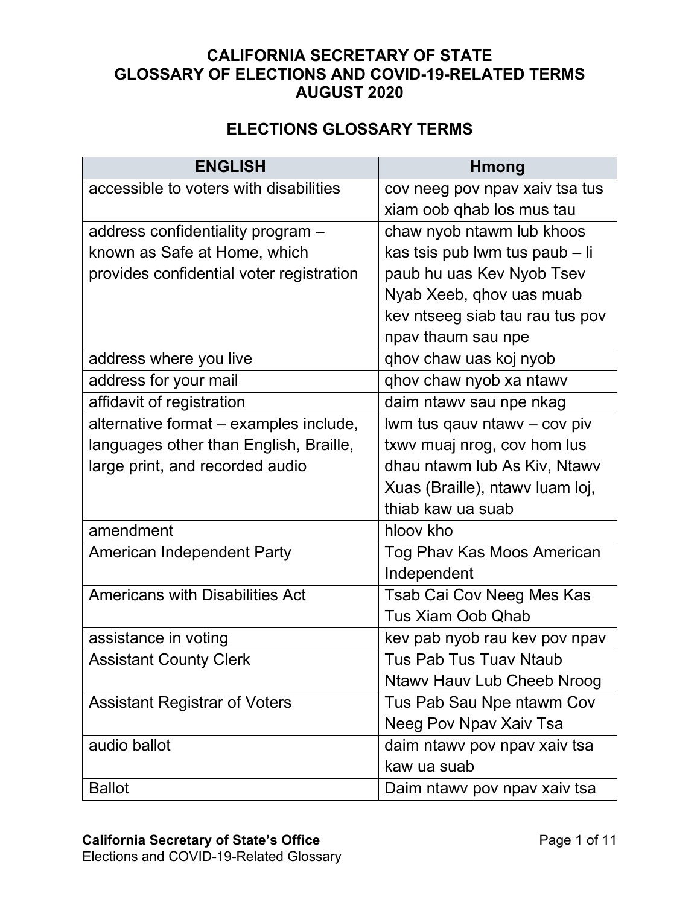# CALIFORNIA SECRETARY OF STATE
# GLOSSARY OF ELECTIONS AND COVID-19-RELATED TERMS
# AUGUST 2020

## ELECTIONS GLOSSARY TERMS

| ENGLISH | Hmong |
|---|---|
| accessible to voters with disabilities | cov neeg pov npav xaiv tsa tus xiam oob qhab los mus tau |
| address confidentiality program – known as Safe at Home, which provides confidential voter registration | chaw nyob ntawm lub khoos kas tsis pub lwm tus paub – li paub hu uas Kev Nyob Tsev Nyab Xeeb, qhov uas muab kev ntseeg siab tau rau tus pov npav thaum sau npe |
| address where you live | qhov chaw uas koj nyob |
| address for your mail | qhov chaw nyob xa ntawv |
| affidavit of registration | daim ntawv sau npe nkag |
| alternative format – examples include, languages other than English, Braille, large print, and recorded audio | lwm tus qauv ntawv – cov piv txwv muaj nrog, cov hom lus dhau ntawm lub As Kiv, Ntawv Xuas (Braille), ntawv luam loj, thiab kaw ua suab |
| amendment | hloov kho |
| American Independent Party | Tog Phav Kas Moos American Independent |
| Americans with Disabilities Act | Tsab Cai Cov Neeg Mes Kas Tus Xiam Oob Qhab |
| assistance in voting | kev pab nyob rau kev pov npav |
| Assistant County Clerk | Tus Pab Tus Tuav Ntaub Ntawv Hauv Lub Cheeb Nroog |
| Assistant Registrar of Voters | Tus Pab Sau Npe ntawm Cov Neeg Pov Npav Xaiv Tsa |
| audio ballot | daim ntawv pov npav xaiv tsa kaw ua suab |
| Ballot | Daim ntawv pov npav xaiv tsa |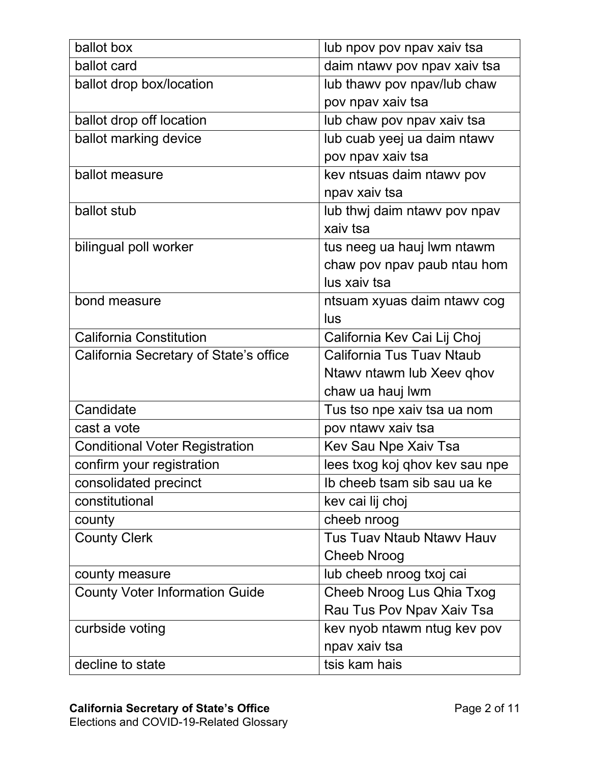| ballot box | lub npov pov npav xaiv tsa |
|---|---|
| ballot card | daim ntawv pov npav xaiv tsa |
| ballot drop box/location | lub thawv pov npav/lub chaw pov npav xaiv tsa |
| ballot drop off location | lub chaw pov npav xaiv tsa |
| ballot marking device | lub cuab yeej ua daim ntawv pov npav xaiv tsa |
| ballot measure | kev ntsuas daim ntawv pov npav xaiv tsa |
| ballot stub | lub thwj daim ntawv pov npav xaiv tsa |
| bilingual poll worker | tus neeg ua hauj lwm ntawm chaw pov npav paub ntau hom lus xaiv tsa |
| bond measure | ntsuam xyuas daim ntawv cog lus |
| California Constitution | California Kev Cai Lij Choj |
| California Secretary of State's office | California Tus Tuav Ntaub Ntawv ntawm lub Xeev qhov chaw ua hauj lwm |
| Candidate | Tus tso npe xaiv tsa ua nom |
| cast a vote | pov ntawv xaiv tsa |
| Conditional Voter Registration | Kev Sau Npe Xaiv Tsa |
| confirm your registration | lees txog koj qhov kev sau npe |
| consolidated precinct | Ib cheeb tsam sib sau ua ke |
| constitutional | kev cai lij choj |
| county | cheeb nroog |
| County Clerk | Tus Tuav Ntaub Ntawv Hauv Cheeb Nroog |
| county measure | lub cheeb nroog txoj cai |
| County Voter Information Guide | Cheeb Nroog Lus Qhia Txog Rau Tus Pov Npav Xaiv Tsa |
| curbside voting | kev nyob ntawm ntug kev pov npav xaiv tsa |
| decline to state | tsis kam hais |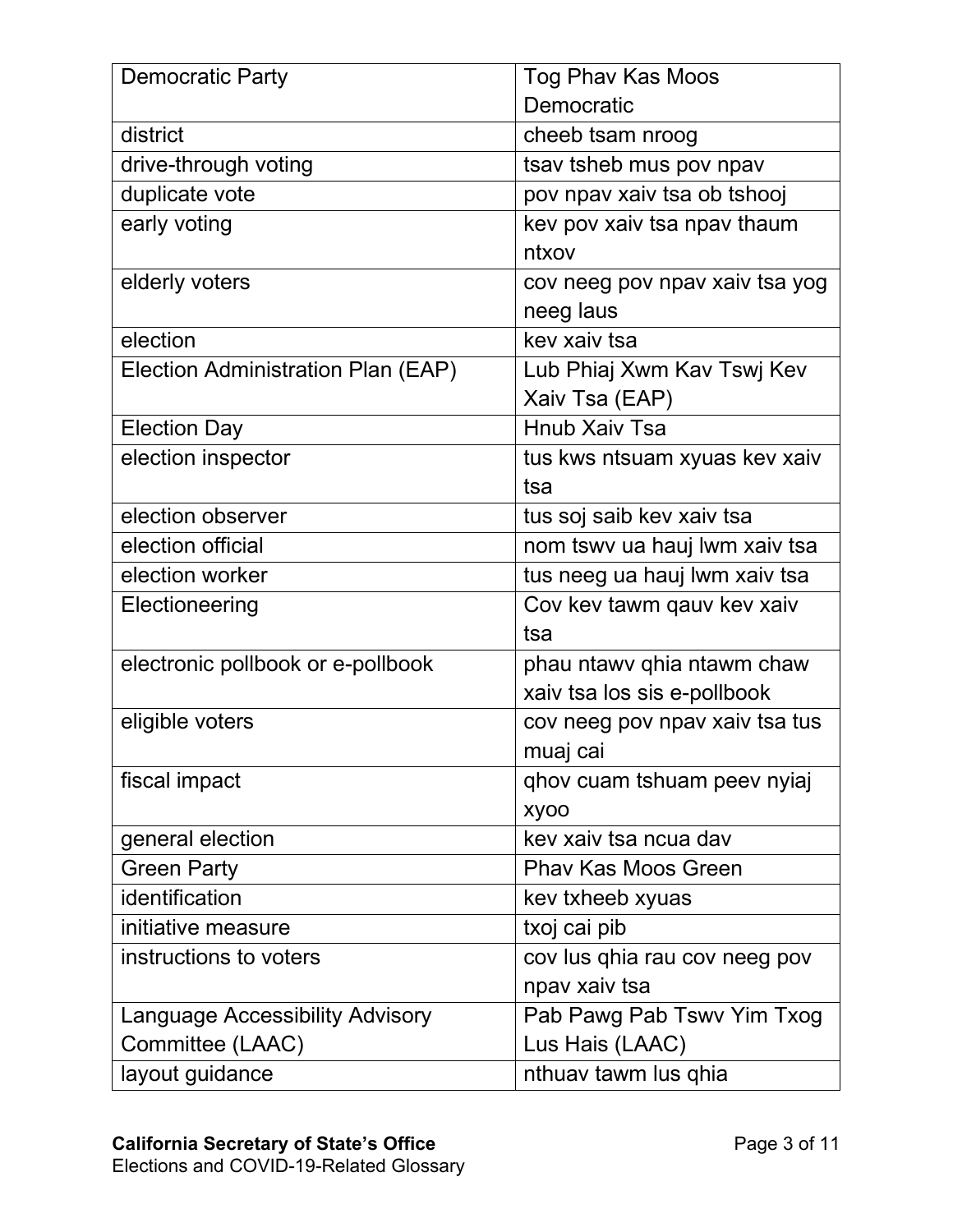| Democratic Party | Tog Phav Kas Moos Democratic |
|---|---|
| district | cheeb tsam nroog |
| drive-through voting | tsav tsheb mus pov npav |
| duplicate vote | pov npav xaiv tsa ob tshooj |
| early voting | kev pov xaiv tsa npav thaum ntxov |
| elderly voters | cov neeg pov npav xaiv tsa yog neeg laus |
| election | kev xaiv tsa |
| Election Administration Plan (EAP) | Lub Phiaj Xwm Kav Tswj Kev Xaiv Tsa (EAP) |
| Election Day | Hnub Xaiv Tsa |
| election inspector | tus kws ntsuam xyuas kev xaiv tsa |
| election observer | tus soj saib kev xaiv tsa |
| election official | nom tswv ua hauj lwm xaiv tsa |
| election worker | tus neeg ua hauj lwm xaiv tsa |
| Electioneering | Cov kev tawm qauv kev xaiv tsa |
| electronic pollbook or e-pollbook | phau ntawv qhia ntawm chaw xaiv tsa los sis e-pollbook |
| eligible voters | cov neeg pov npav xaiv tsa tus muaj cai |
| fiscal impact | qhov cuam tshuam peev nyiaj xyoo |
| general election | kev xaiv tsa ncua dav |
| Green Party | Phav Kas Moos Green |
| identification | kev txheeb xyuas |
| initiative measure | txoj cai pib |
| instructions to voters | cov lus qhia rau cov neeg pov npav xaiv tsa |
| Language Accessibility Advisory Committee (LAAC) | Pab Pawg Pab Tswv Yim Txog Lus Hais (LAAC) |
| layout guidance | nthuav tawm lus qhia |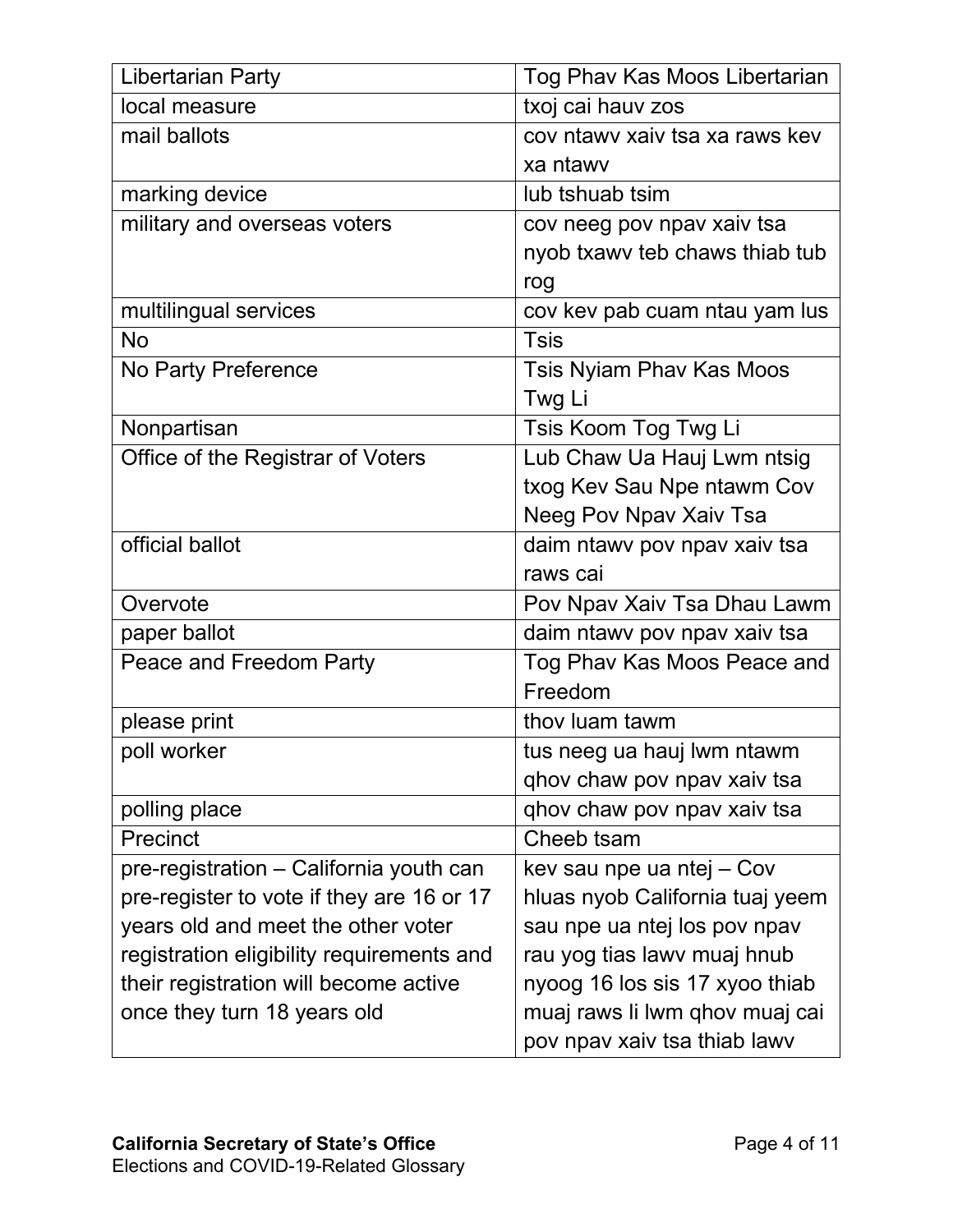| Libertarian Party | Tog Phav Kas Moos Libertarian |
|---|---|
| local measure | txoj cai hauv zos |
| mail ballots | cov ntawv xaiv tsa xa raws kev xa ntawv |
| marking device | lub tshuab tsim |
| military and overseas voters | cov neeg pov npav xaiv tsa nyob txawv teb chaws thiab tub rog |
| multilingual services | cov kev pab cuam ntau yam lus |
| No | Tsis |
| No Party Preference | Tsis Nyiam Phav Kas Moos Twg Li |
| Nonpartisan | Tsis Koom Tog Twg Li |
| Office of the Registrar of Voters | Lub Chaw Ua Hauj Lwm ntsig txog Kev Sau Npe ntawm Cov Neeg Pov Npav Xaiv Tsa |
| official ballot | daim ntawv pov npav xaiv tsa raws cai |
| Overvote | Pov Npav Xaiv Tsa Dhau Lawm |
| paper ballot | daim ntawv pov npav xaiv tsa |
| Peace and Freedom Party | Tog Phav Kas Moos Peace and Freedom |
| please print | thov luam tawm |
| poll worker | tus neeg ua hauj lwm ntawm qhov chaw pov npav xaiv tsa |
| polling place | qhov chaw pov npav xaiv tsa |
| Precinct | Cheeb tsam |
| pre-registration – California youth can pre-register to vote if they are 16 or 17 years old and meet the other voter registration eligibility requirements and their registration will become active once they turn 18 years old | kev sau npe ua ntej – Cov hluas nyob California tuaj yeem sau npe ua ntej los pov npav rau yog tias lawv muaj hnub nyoog 16 los sis 17 xyoo thiab muaj raws li lwm qhov muaj cai pov npav xaiv tsa thiab lawv |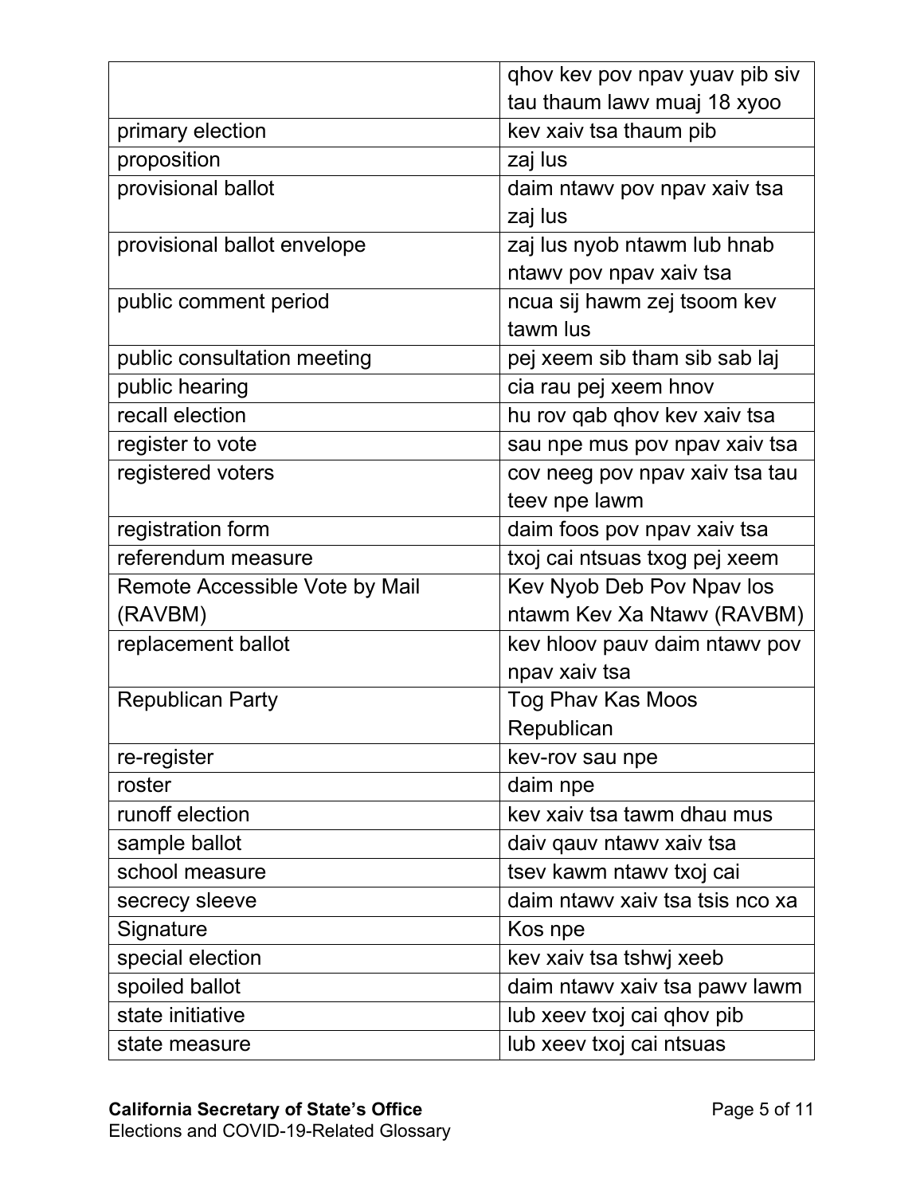| | |
|---|---|
| | qhov kev pov npav yuav pib siv tau thaum lawv muaj 18 xyoo |
| primary election | kev xaiv tsa thaum pib |
| proposition | zaj lus |
| provisional ballot | daim ntawv pov npav xaiv tsa zaj lus |
| provisional ballot envelope | zaj lus nyob ntawm lub hnab ntawv pov npav xaiv tsa |
| public comment period | ncua sij hawm zej tsoom kev tawm lus |
| public consultation meeting | pej xeem sib tham sib sab laj |
| public hearing | cia rau pej xeem hnov |
| recall election | hu rov qab qhov kev xaiv tsa |
| register to vote | sau npe mus pov npav xaiv tsa |
| registered voters | cov neeg pov npav xaiv tsa tau teev npe lawm |
| registration form | daim foos pov npav xaiv tsa |
| referendum measure | txoj cai ntsuas txog pej xeem |
| Remote Accessible Vote by Mail (RAVBM) | Kev Nyob Deb Pov Npav los ntawm Kev Xa Ntawv (RAVBM) |
| replacement ballot | kev hloov pauv daim ntawv pov npav xaiv tsa |
| Republican Party | Tog Phav Kas Moos Republican |
| re-register | kev-rov sau npe |
| roster | daim npe |
| runoff election | kev xaiv tsa tawm dhau mus |
| sample ballot | daiv qauv ntawv xaiv tsa |
| school measure | tsev kawm ntawv txoj cai |
| secrecy sleeve | daim ntawv xaiv tsa tsis nco xa |
| Signature | Kos npe |
| special election | kev xaiv tsa tshwj xeeb |
| spoiled ballot | daim ntawv xaiv tsa pawv lawm |
| state initiative | lub xeev txoj cai qhov pib |
| state measure | lub xeev txoj cai ntsuas |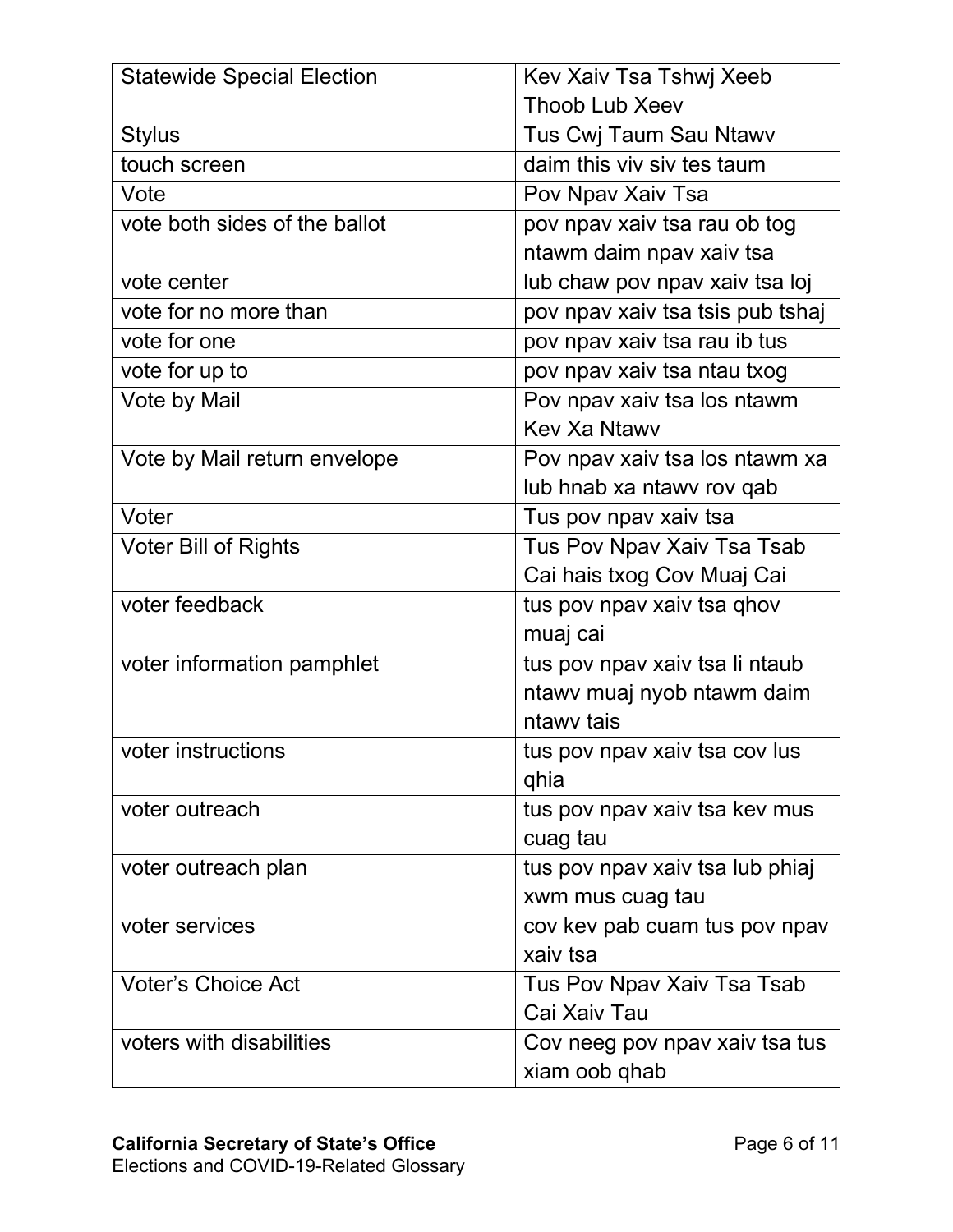| Statewide Special Election | Kev Xaiv Tsa Tshwj Xeeb Thoob Lub Xeev |
|---|---|
| Stylus | Tus Cwj Taum Sau Ntawv |
| touch screen | daim this viv siv tes taum |
| Vote | Pov Npav Xaiv Tsa |
| vote both sides of the ballot | pov npav xaiv tsa rau ob tog ntawm daim npav xaiv tsa |
| vote center | lub chaw pov npav xaiv tsa loj |
| vote for no more than | pov npav xaiv tsa tsis pub tshaj |
| vote for one | pov npav xaiv tsa rau ib tus |
| vote for up to | pov npav xaiv tsa ntau txog |
| Vote by Mail | Pov npav xaiv tsa los ntawm Kev Xa Ntawv |
| Vote by Mail return envelope | Pov npav xaiv tsa los ntawm xa lub hnab xa ntawv rov qab |
| Voter | Tus pov npav xaiv tsa |
| Voter Bill of Rights | Tus Pov Npav Xaiv Tsa Tsab Cai hais txog Cov Muaj Cai |
| voter feedback | tus pov npav xaiv tsa qhov muaj cai |
| voter information pamphlet | tus pov npav xaiv tsa li ntaub ntawv muaj nyob ntawm daim ntawv tais |
| voter instructions | tus pov npav xaiv tsa cov lus qhia |
| voter outreach | tus pov npav xaiv tsa kev mus cuag tau |
| voter outreach plan | tus pov npav xaiv tsa lub phiaj xwm mus cuag tau |
| voter services | cov kev pab cuam tus pov npav xaiv tsa |
| Voter's Choice Act | Tus Pov Npav Xaiv Tsa Tsab Cai Xaiv Tau |
| voters with disabilities | Cov neeg pov npav xaiv tsa tus xiam oob qhab |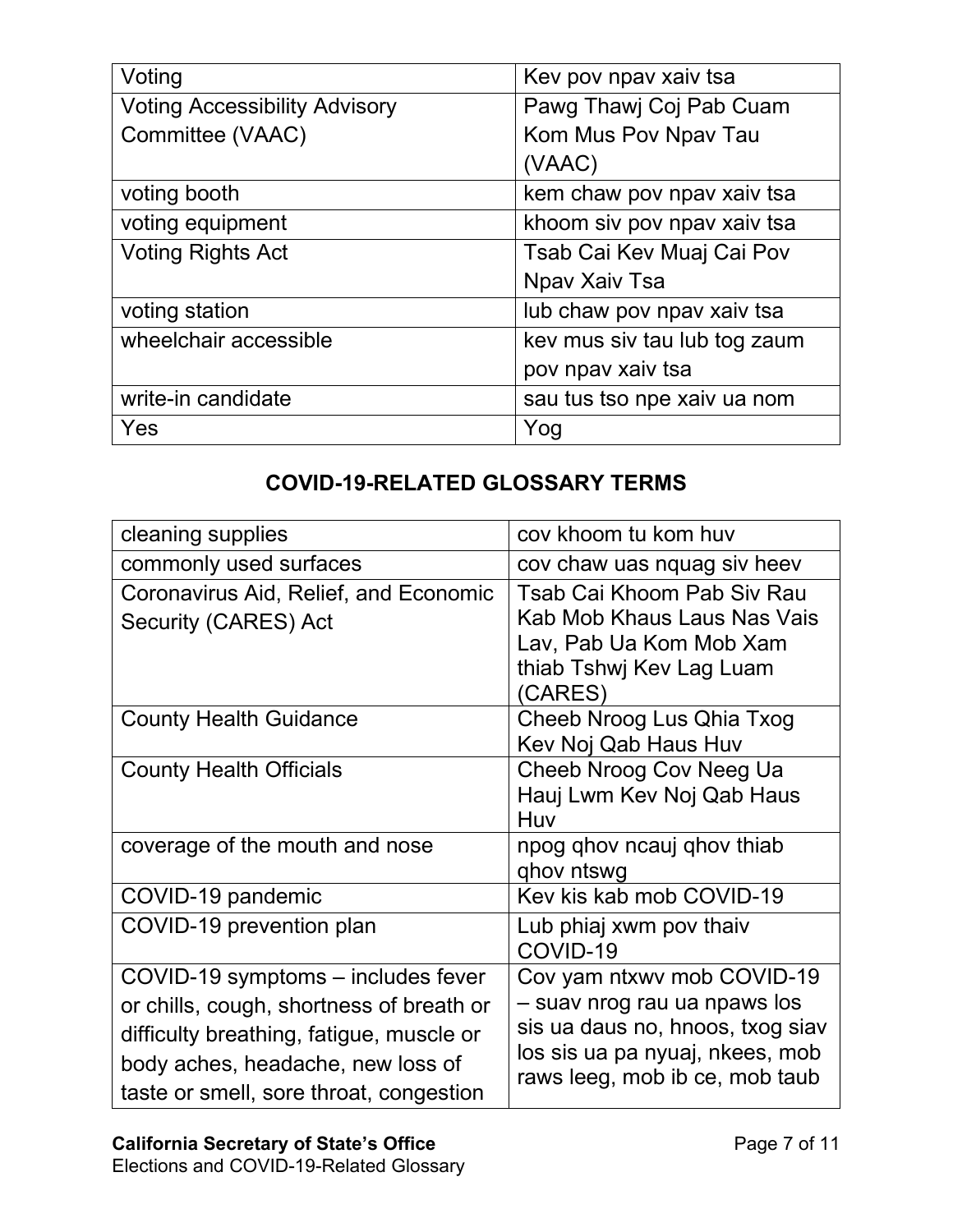| | |
|---|---|
| Voting | Kev pov npav xaiv tsa |
| Voting Accessibility Advisory Committee (VAAC) | Pawg Thawj Coj Pab Cuam Kom Mus Pov Npav Tau (VAAC) |
| voting booth | kem chaw pov npav xaiv tsa |
| voting equipment | khoom siv pov npav xaiv tsa |
| Voting Rights Act | Tsab Cai Kev Muaj Cai Pov Npav Xaiv Tsa |
| voting station | lub chaw pov npav xaiv tsa |
| wheelchair accessible | kev mus siv tau lub tog zaum pov npav xaiv tsa |
| write-in candidate | sau tus tso npe xaiv ua nom |
| Yes | Yog |

## COVID-19-RELATED GLOSSARY TERMS

| | |
|---|---|
| cleaning supplies | cov khoom tu kom huv |
| commonly used surfaces | cov chaw uas nquag siv heev |
| Coronavirus Aid, Relief, and Economic Security (CARES) Act | Tsab Cai Khoom Pab Siv Rau Kab Mob Khaus Laus Nas Vais Lav, Pab Ua Kom Mob Xam thiab Tshwj Kev Lag Luam (CARES) |
| County Health Guidance | Cheeb Nroog Lus Qhia Txog Kev Noj Qab Haus Huv |
| County Health Officials | Cheeb Nroog Cov Neeg Ua Hauj Lwm Kev Noj Qab Haus Huv |
| coverage of the mouth and nose | npog qhov ncauj qhov thiab qhov ntswg |
| COVID-19 pandemic | Kev kis kab mob COVID-19 |
| COVID-19 prevention plan | Lub phiaj xwm pov thaiv COVID-19 |
| COVID-19 symptoms – includes fever or chills, cough, shortness of breath or difficulty breathing, fatigue, muscle or body aches, headache, new loss of taste or smell, sore throat, congestion | Cov yam ntxwv mob COVID-19 – suav nrog rau ua npaws los sis ua daus no, hnoos, txog siav los sis ua pa nyuaj, nkees, mob raws leeg, mob ib ce, mob taub |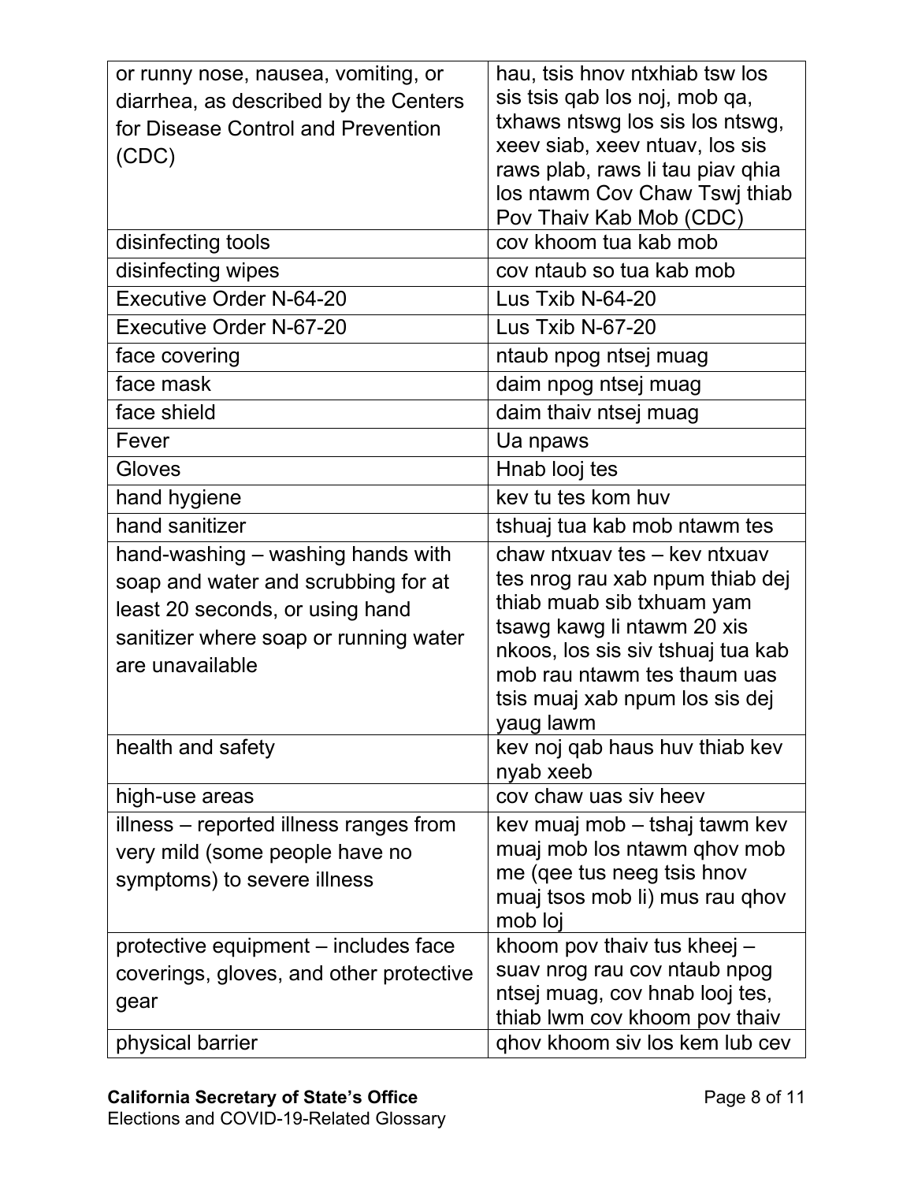| | |
|---|---|
| or runny nose, nausea, vomiting, or diarrhea, as described by the Centers for Disease Control and Prevention (CDC) | hau, tsis hnov ntxhiab tsw los sis tsis qab los noj, mob qa, txhaws ntswg los sis los ntswg, xeev siab, xeev ntuav, los sis raws plab, raws li tau piav qhia los ntawm Cov Chaw Tswj thiab Pov Thaiv Kab Mob (CDC) |
| disinfecting tools | cov khoom tua kab mob |
| disinfecting wipes | cov ntaub so tua kab mob |
| Executive Order N-64-20 | Lus Txib N-64-20 |
| Executive Order N-67-20 | Lus Txib N-67-20 |
| face covering | ntaub npog ntsej muag |
| face mask | daim npog ntsej muag |
| face shield | daim thaiv ntsej muag |
| Fever | Ua npaws |
| Gloves | Hnab looj tes |
| hand hygiene | kev tu tes kom huv |
| hand sanitizer | tshuaj tua kab mob ntawm tes |
| hand-washing – washing hands with soap and water and scrubbing for at least 20 seconds, or using hand sanitizer where soap or running water are unavailable | chaw ntxuav tes – kev ntxuav tes nrog rau xab npum thiab dej thiab muab sib txhuam yam tsawg kawg li ntawm 20 xis nkoos, los sis siv tshuaj tua kab mob rau ntawm tes thaum uas tsis muaj xab npum los sis dej yaug lawm |
| health and safety | kev noj qab haus huv thiab kev nyab xeeb |
| high-use areas | cov chaw uas siv heev |
| illness – reported illness ranges from very mild (some people have no symptoms) to severe illness | kev muaj mob – tshaj tawm kev muaj mob los ntawm qhov mob me (qee tus neeg tsis hnov muaj tsos mob li) mus rau qhov mob loj |
| protective equipment – includes face coverings, gloves, and other protective gear | khoom pov thaiv tus kheej – suav nrog rau cov ntaub npog ntsej muag, cov hnab looj tes, thiab lwm cov khoom pov thaiv |
| physical barrier | qhov khoom siv los kem lub cev |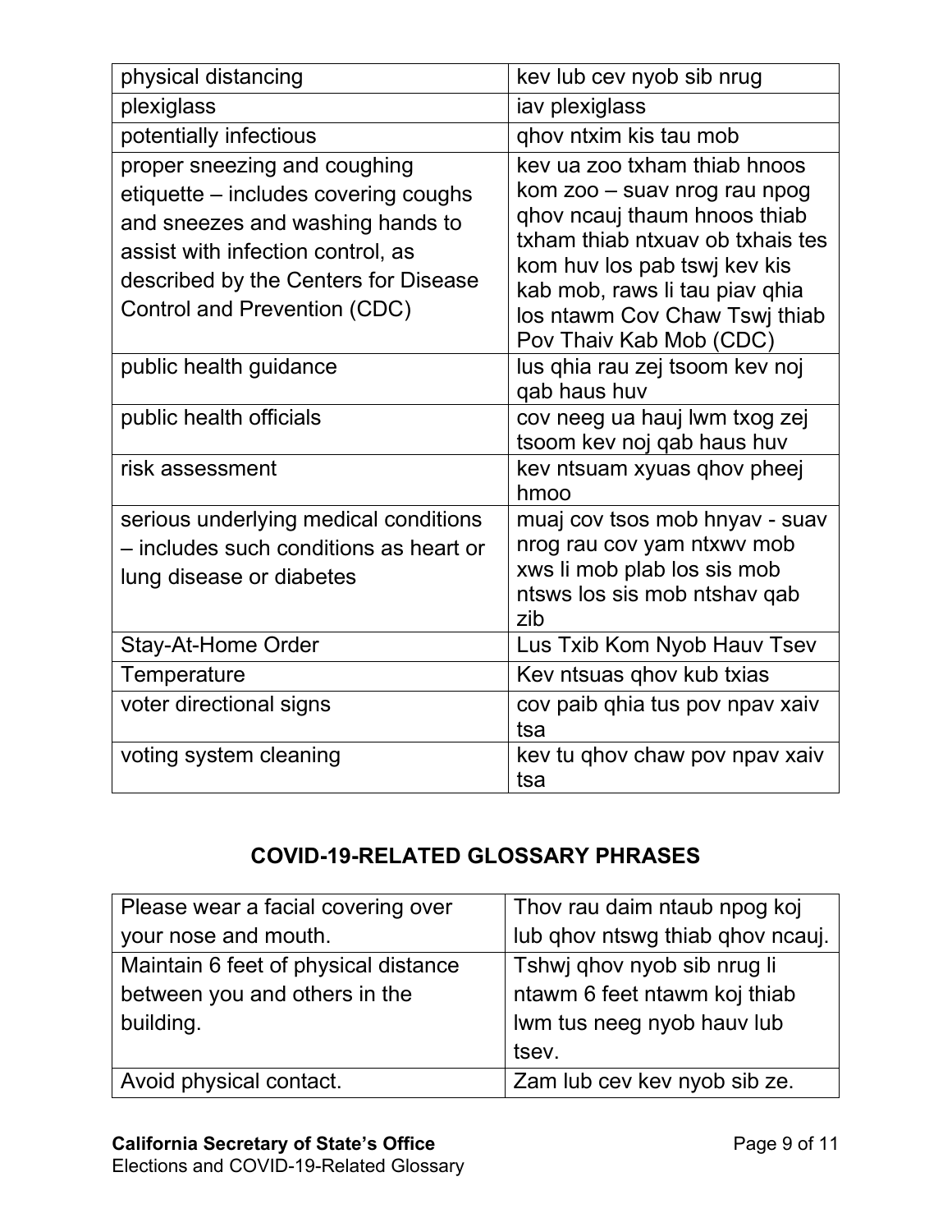| physical distancing | kev lub cev nyob sib nrug |
|---|---|
| plexiglass | iav plexiglass |
| potentially infectious | qhov ntxim kis tau mob |
| proper sneezing and coughing etiquette – includes covering coughs and sneezes and washing hands to assist with infection control, as described by the Centers for Disease Control and Prevention (CDC) | kev ua zoo txham thiab hnoos kom zoo – suav nrog rau npog qhov ncauj thaum hnoos thiab txham thiab ntxuav ob txhais tes kom huv los pab tswj kev kis kab mob, raws li tau piav qhia los ntawm Cov Chaw Tswj thiab Pov Thaiv Kab Mob (CDC) |
| public health guidance | lus qhia rau zej tsoom kev noj qab haus huv |
| public health officials | cov neeg ua hauj lwm txog zej tsoom kev noj qab haus huv |
| risk assessment | kev ntsuam xyuas qhov pheej hmoo |
| serious underlying medical conditions – includes such conditions as heart or lung disease or diabetes | muaj cov tsos mob hnyav - suav nrog rau cov yam ntxwv mob xws li mob plab los sis mob ntsws los sis mob ntshav qab zib |
| Stay-At-Home Order | Lus Txib Kom Nyob Hauv Tsev |
| Temperature | Kev ntsuas qhov kub txias |
| voter directional signs | cov paib qhia tus pov npav xaiv tsa |
| voting system cleaning | kev tu qhov chaw pov npav xaiv tsa |

## COVID-19-RELATED GLOSSARY PHRASES

| Please wear a facial covering over your nose and mouth. | Thov rau daim ntaub npog koj lub qhov ntswg thiab qhov ncauj. |
|---|---|
| Maintain 6 feet of physical distance between you and others in the building. | Tshwj qhov nyob sib nrug li ntawm 6 feet ntawm koj thiab lwm tus neeg nyob hauv lub tsev. |
| Avoid physical contact. | Zam lub cev kev nyob sib ze. |

**California Secretary of State's Office**
Elections and COVID-19-Related Glossary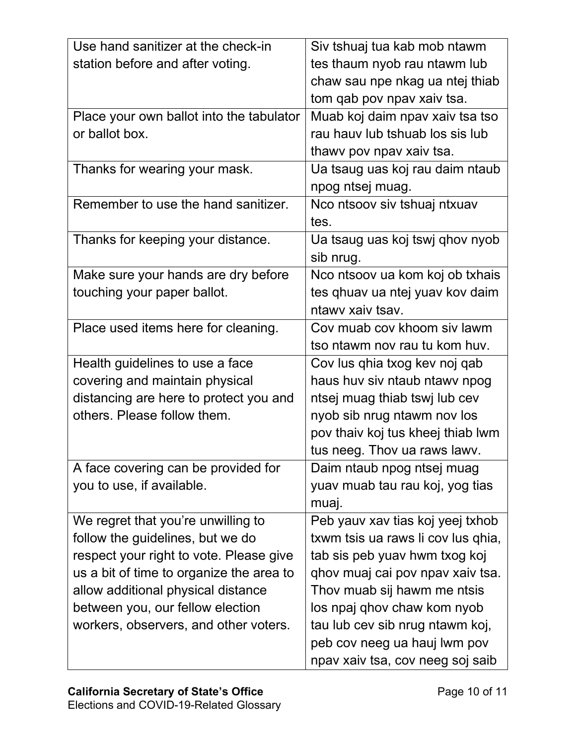| | |
|---|---|
| Use hand sanitizer at the check-in station before and after voting. | Siv tshuaj tua kab mob ntawm tes thaum nyob rau ntawm lub chaw sau npe nkag ua ntej thiab tom qab pov npav xaiv tsa. |
| Place your own ballot into the tabulator or ballot box. | Muab koj daim npav xaiv tsa tso rau hauv lub tshuab los sis lub thawv pov npav xaiv tsa. |
| Thanks for wearing your mask. | Ua tsaug uas koj rau daim ntaub npog ntsej muag. |
| Remember to use the hand sanitizer. | Nco ntsoov siv tshuaj ntxuav tes. |
| Thanks for keeping your distance. | Ua tsaug uas koj tswj qhov nyob sib nrug. |
| Make sure your hands are dry before touching your paper ballot. | Nco ntsoov ua kom koj ob txhais tes qhuav ua ntej yuav kov daim ntawv xaiv tsav. |
| Place used items here for cleaning. | Cov muab cov khoom siv lawm tso ntawm nov rau tu kom huv. |
| Health guidelines to use a face covering and maintain physical distancing are here to protect you and others. Please follow them. | Cov lus qhia txog kev noj qab haus huv siv ntaub ntawv npog ntsej muag thiab tswj lub cev nyob sib nrug ntawm nov los pov thaiv koj tus kheej thiab lwm tus neeg. Thov ua raws lawv. |
| A face covering can be provided for you to use, if available. | Daim ntaub npog ntsej muag yuav muab tau rau koj, yog tias muaj. |
| We regret that you're unwilling to follow the guidelines, but we do respect your right to vote. Please give us a bit of time to organize the area to allow additional physical distance between you, our fellow election workers, observers, and other voters. | Peb yauv xav tias koj yeej txhob txwm tsis ua raws li cov lus qhia, tab sis peb yuav hwm txog koj qhov muaj cai pov npav xaiv tsa. Thov muab sij hawm me ntsis los npaj qhov chaw kom nyob tau lub cev sib nrug ntawm koj, peb cov neeg ua hauj lwm pov npav xaiv tsa, cov neeg soj saib |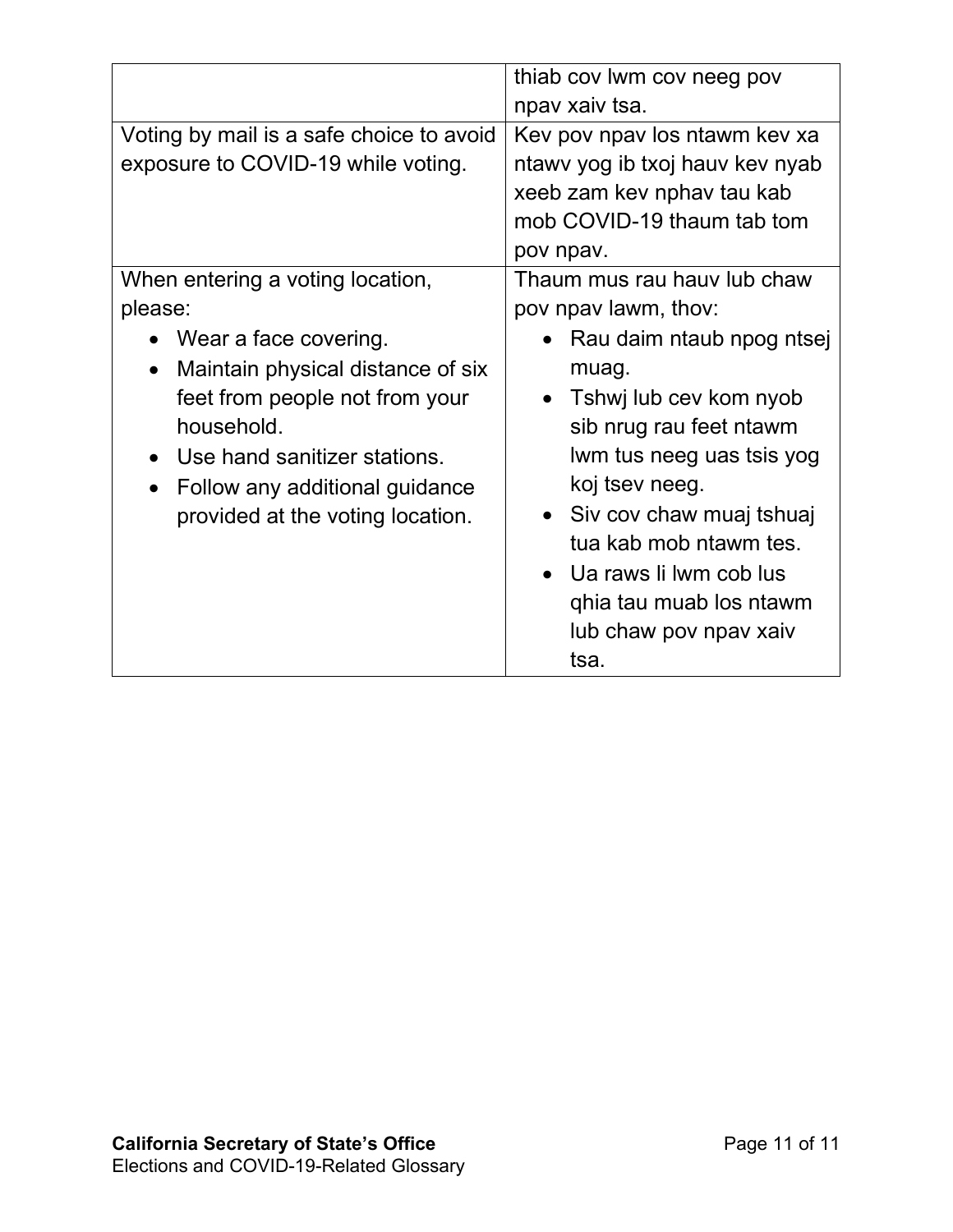| | |
|---|---|
| | thiab cov lwm cov neeg pov npav xaiv tsa. |
| Voting by mail is a safe choice to avoid exposure to COVID-19 while voting. | Kev pov npav los ntawm kev xa ntawv yog ib txoj hauv kev nyab xeeb zam kev nphav tau kab mob COVID-19 thaum tab tom pov npav. |
| When entering a voting location, please:<br>• Wear a face covering.<br>• Maintain physical distance of six feet from people not from your household.<br>• Use hand sanitizer stations.<br>• Follow any additional guidance provided at the voting location. | Thaum mus rau hauv lub chaw pov npav lawm, thov:<br>• Rau daim ntaub npog ntsej muag.<br>• Tshwj lub cev kom nyob sib nrug rau feet ntawm lwm tus neeg uas tsis yog koj tsev neeg.<br>• Siv cov chaw muaj tshuaj tua kab mob ntawm tes.<br>• Ua raws li lwm cob lus qhia tau muab los ntawm lub chaw pov npav xaiv tsa. |